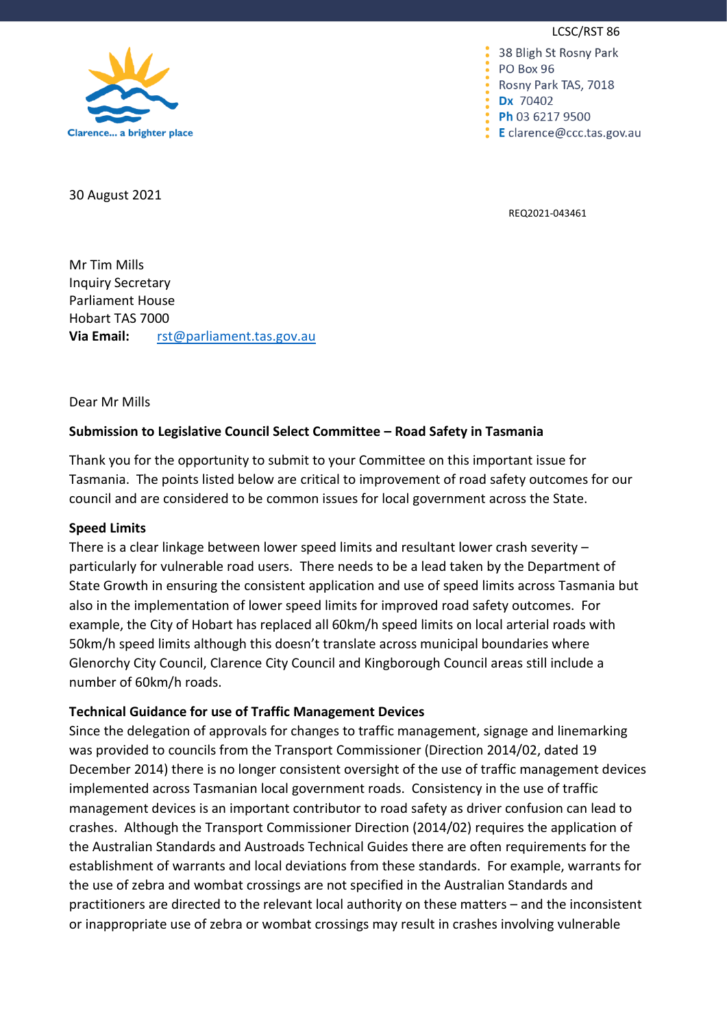LCSC/RST 86

Clarence... a brighter place

38 Bligh St Rosny Park
PO Box 96
Rosny Park TAS, 7018
**Dx** 70402
**Ph** 03 6217 9500
**E** clarence@ccc.tas.gov.au

30 August 2021

REQ2021-043461

Mr Tim Mills
Inquiry Secretary
Parliament House
Hobart TAS 7000
**Via Email:** rst@parliament.tas.gov.au

Dear Mr Mills

**Submission to Legislative Council Select Committee – Road Safety in Tasmania**

Thank you for the opportunity to submit to your Committee on this important issue for Tasmania. The points listed below are critical to improvement of road safety outcomes for our council and are considered to be common issues for local government across the State.

**Speed Limits**

There is a clear linkage between lower speed limits and resultant lower crash severity – particularly for vulnerable road users. There needs to be a lead taken by the Department of State Growth in ensuring the consistent application and use of speed limits across Tasmania but also in the implementation of lower speed limits for improved road safety outcomes. For example, the City of Hobart has replaced all 60km/h speed limits on local arterial roads with 50km/h speed limits although this doesn't translate across municipal boundaries where Glenorchy City Council, Clarence City Council and Kingborough Council areas still include a number of 60km/h roads.

**Technical Guidance for use of Traffic Management Devices**

Since the delegation of approvals for changes to traffic management, signage and linemarking was provided to councils from the Transport Commissioner (Direction 2014/02, dated 19 December 2014) there is no longer consistent oversight of the use of traffic management devices implemented across Tasmanian local government roads. Consistency in the use of traffic management devices is an important contributor to road safety as driver confusion can lead to crashes. Although the Transport Commissioner Direction (2014/02) requires the application of the Australian Standards and Austroads Technical Guides there are often requirements for the establishment of warrants and local deviations from these standards. For example, warrants for the use of zebra and wombat crossings are not specified in the Australian Standards and practitioners are directed to the relevant local authority on these matters – and the inconsistent or inappropriate use of zebra or wombat crossings may result in crashes involving vulnerable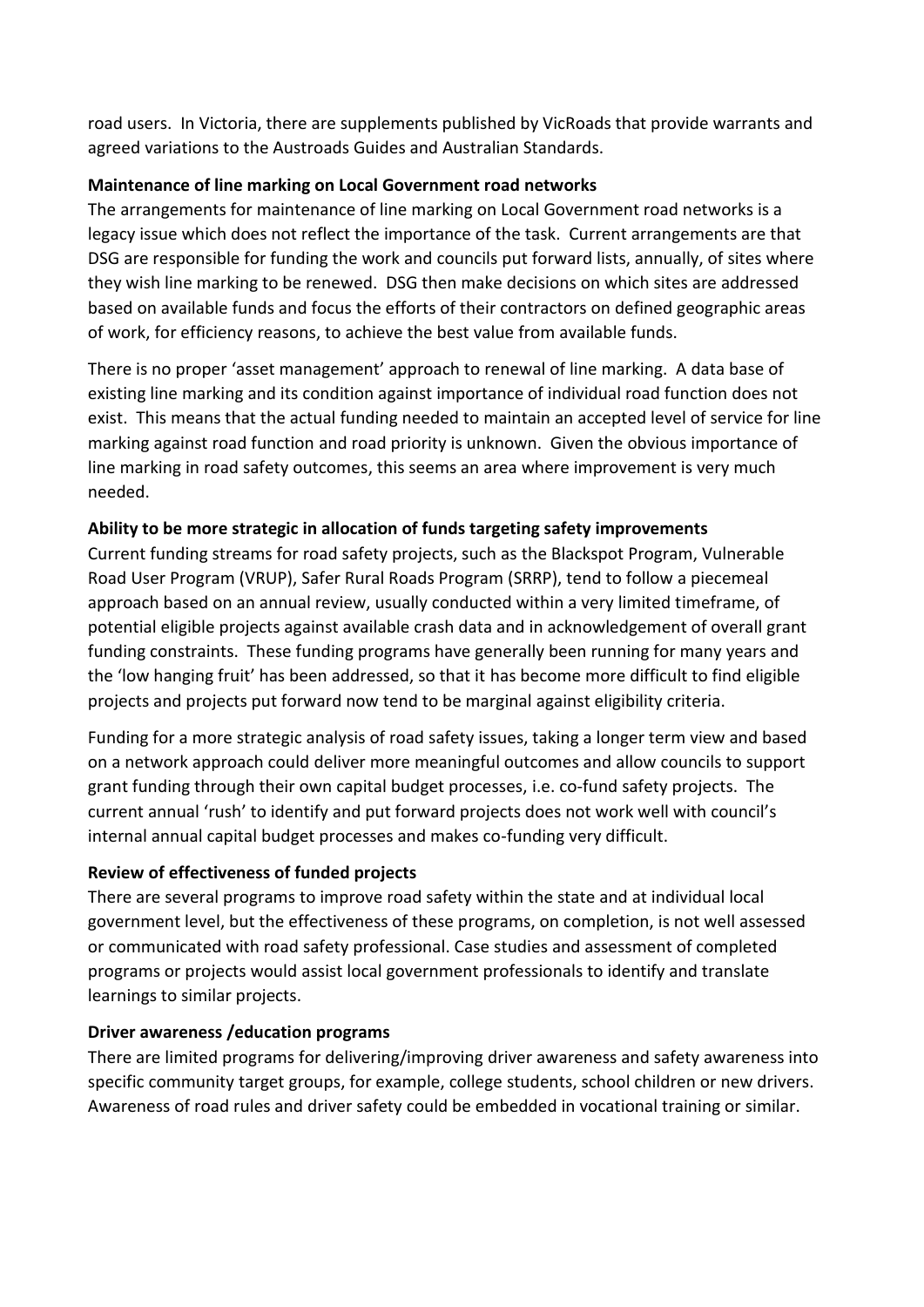road users. In Victoria, there are supplements published by VicRoads that provide warrants and agreed variations to the Austroads Guides and Australian Standards.

**Maintenance of line marking on Local Government road networks**

The arrangements for maintenance of line marking on Local Government road networks is a legacy issue which does not reflect the importance of the task. Current arrangements are that DSG are responsible for funding the work and councils put forward lists, annually, of sites where they wish line marking to be renewed. DSG then make decisions on which sites are addressed based on available funds and focus the efforts of their contractors on defined geographic areas of work, for efficiency reasons, to achieve the best value from available funds.

There is no proper 'asset management' approach to renewal of line marking. A data base of existing line marking and its condition against importance of individual road function does not exist. This means that the actual funding needed to maintain an accepted level of service for line marking against road function and road priority is unknown. Given the obvious importance of line marking in road safety outcomes, this seems an area where improvement is very much needed.

**Ability to be more strategic in allocation of funds targeting safety improvements**

Current funding streams for road safety projects, such as the Blackspot Program, Vulnerable Road User Program (VRUP), Safer Rural Roads Program (SRRP), tend to follow a piecemeal approach based on an annual review, usually conducted within a very limited timeframe, of potential eligible projects against available crash data and in acknowledgement of overall grant funding constraints. These funding programs have generally been running for many years and the 'low hanging fruit' has been addressed, so that it has become more difficult to find eligible projects and projects put forward now tend to be marginal against eligibility criteria.

Funding for a more strategic analysis of road safety issues, taking a longer term view and based on a network approach could deliver more meaningful outcomes and allow councils to support grant funding through their own capital budget processes, i.e. co-fund safety projects. The current annual 'rush' to identify and put forward projects does not work well with council's internal annual capital budget processes and makes co-funding very difficult.

**Review of effectiveness of funded projects**

There are several programs to improve road safety within the state and at individual local government level, but the effectiveness of these programs, on completion, is not well assessed or communicated with road safety professional. Case studies and assessment of completed programs or projects would assist local government professionals to identify and translate learnings to similar projects.

**Driver awareness /education programs**

There are limited programs for delivering/improving driver awareness and safety awareness into specific community target groups, for example, college students, school children or new drivers. Awareness of road rules and driver safety could be embedded in vocational training or similar.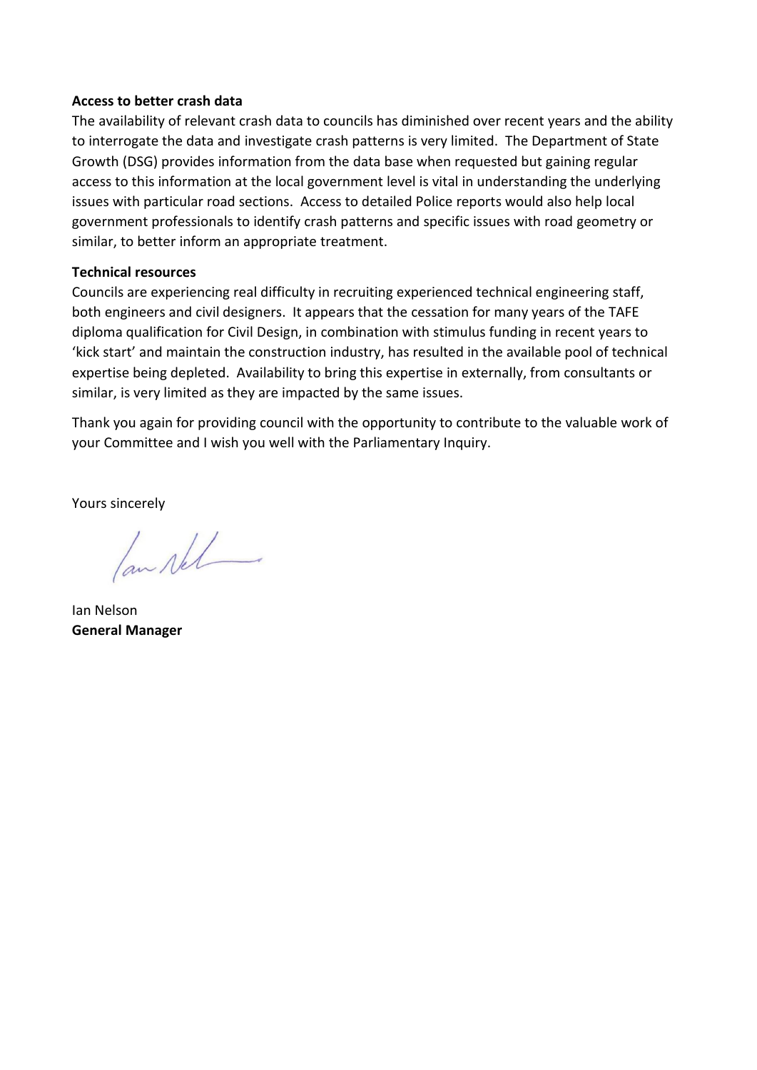**Access to better crash data**

The availability of relevant crash data to councils has diminished over recent years and the ability to interrogate the data and investigate crash patterns is very limited. The Department of State Growth (DSG) provides information from the data base when requested but gaining regular access to this information at the local government level is vital in understanding the underlying issues with particular road sections. Access to detailed Police reports would also help local government professionals to identify crash patterns and specific issues with road geometry or similar, to better inform an appropriate treatment.

**Technical resources**

Councils are experiencing real difficulty in recruiting experienced technical engineering staff, both engineers and civil designers. It appears that the cessation for many years of the TAFE diploma qualification for Civil Design, in combination with stimulus funding in recent years to 'kick start' and maintain the construction industry, has resulted in the available pool of technical expertise being depleted. Availability to bring this expertise in externally, from consultants or similar, is very limited as they are impacted by the same issues.

Thank you again for providing council with the opportunity to contribute to the valuable work of your Committee and I wish you well with the Parliamentary Inquiry.

Yours sincerely

Ian Nelson
**General Manager**